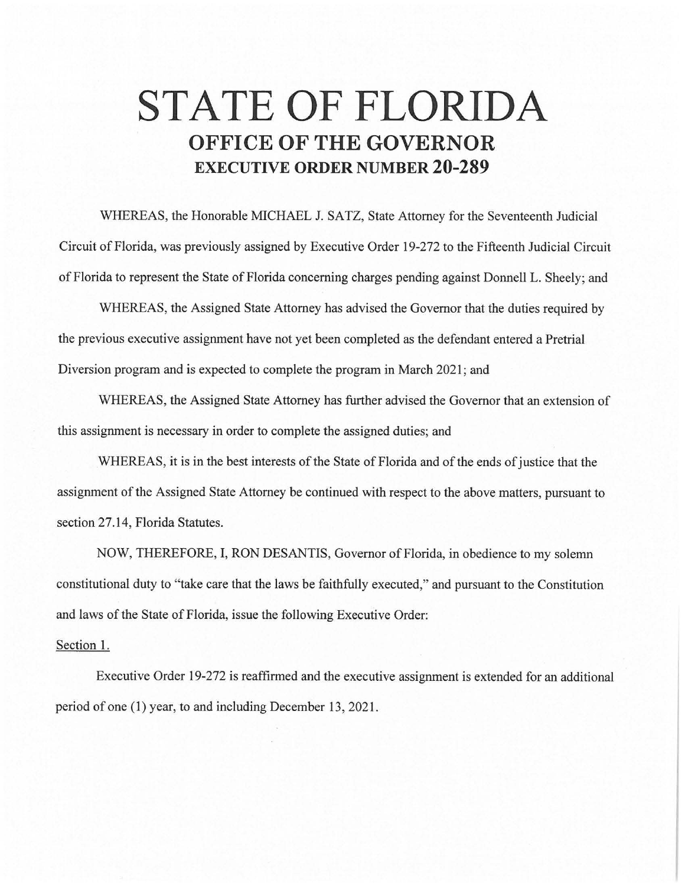# STATE OF FLORIDA

## OFFICE OF THE GOVERNOR

### EXECUTIVE ORDER NUMBER 20-289

WHEREAS, the Honorable MICHAEL J. SATZ, State Attorney for the Seventeenth Judicial Circuit of Florida, was previously assigned by Executive Order 19-272 to the Fifteenth Judicial Circuit of Florida to represent the State of Florida concerning charges pending against Donnell L. Sheely; and

WHEREAS, the Assigned State Attorney has advised the Governor that the duties required by the previous executive assignment have not yet been completed as the defendant entered a Pretrial Diversion program and is expected to complete the program in March 2021; and

WHEREAS, the Assigned State Attorney has further advised the Governor that an extension of this assignment is necessary in order to complete the assigned duties; and

WHEREAS, it is in the best interests of the State of Florida and of the ends of justice that the assignment of the Assigned State Attorney be continued with respect to the above matters, pursuant to section 27.14, Florida Statutes.

NOW, THEREFORE, I, RON DESANTIS, Governor of Florida, in obedience to my solemn constitutional duty to "take care that the laws be faithfully executed," and pursuant to the Constitution and laws of the State of Florida, issue the following Executive Order:

Section 1.

Executive Order 19-272 is reaffirmed and the executive assignment is extended for an additional period of one (1) year, to and including December 13, 2021.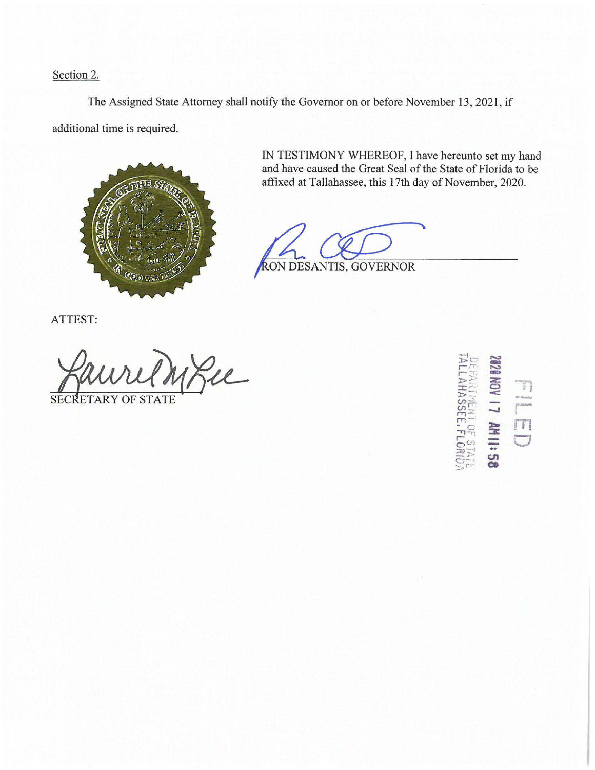Section 2.

The Assigned State Attorney shall notify the Governor on or before November 13, 2021, if additional time is required.

IN TESTIMONY WHEREOF, I have hereunto set my hand and have caused the Great Seal of the State of Florida to be affixed at Tallahassee, this 17th day of November, 2020.

RON DESANTIS, GOVERNOR

ATTEST:

SECRETARY OF STATE

FILED

2020 NOV 17 AM 11:58

DEPARTMENT OF STATE
TALLAHASSEE, FLORIDA